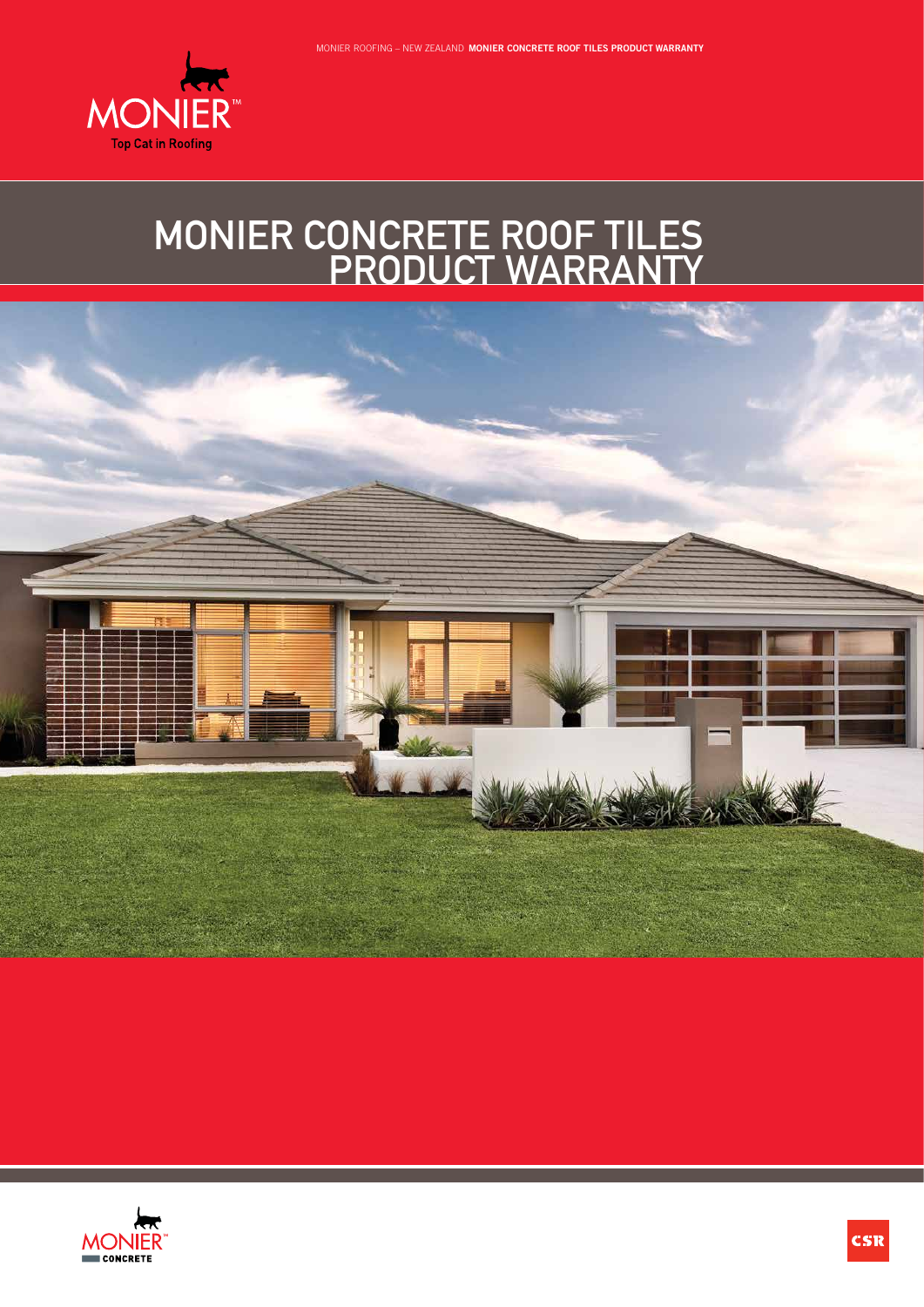# MONIER CONCRETE ROOF TILES PRODUCT WARRANTY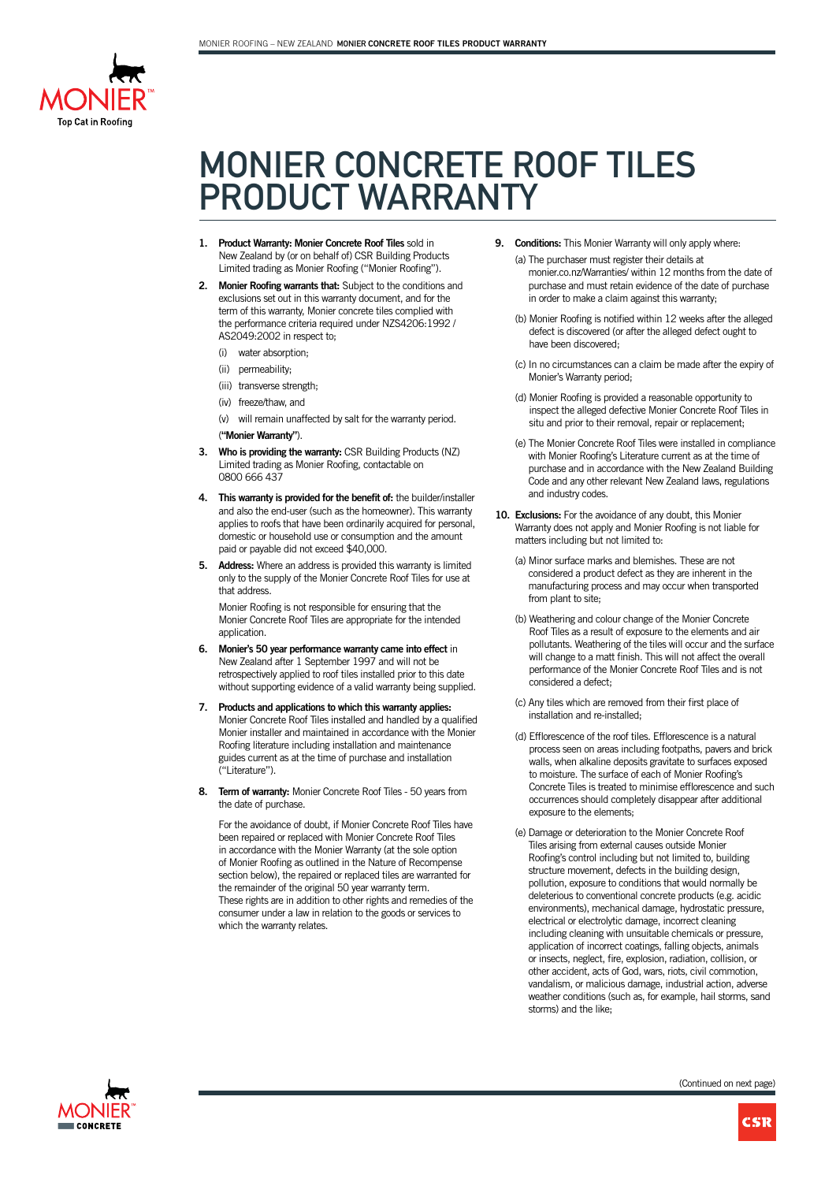# MONIER CONCRETE ROOF TILES PRODUCT WARRANTY

1. **Product Warranty: Monier Concrete Roof Tiles** sold in New Zealand by (or on behalf of) CSR Building Products Limited trading as Monier Roofing ("Monier Roofing").

2. **Monier Roofing warrants that:** Subject to the conditions and exclusions set out in this warranty document, and for the term of this warranty, Monier concrete tiles complied with the performance criteria required under NZS4206:1992 / AS2049:2002 in respect to;

   (i) water absorption;

   (ii) permeability;

   (iii) transverse strength;

   (iv) freeze/thaw, and

   (v) will remain unaffected by salt for the warranty period.

   (**"Monier Warranty"**).

3. **Who is providing the warranty:** CSR Building Products (NZ) Limited trading as Monier Roofing, contactable on 0800 666 437

4. **This warranty is provided for the benefit of:** the builder/installer and also the end-user (such as the homeowner). This warranty applies to roofs that have been ordinarily acquired for personal, domestic or household use or consumption and the amount paid or payable did not exceed $40,000.

5. **Address:** Where an address is provided this warranty is limited only to the supply of the Monier Concrete Roof Tiles for use at that address.

   Monier Roofing is not responsible for ensuring that the Monier Concrete Roof Tiles are appropriate for the intended application.

6. **Monier's 50 year performance warranty came into effect** in New Zealand after 1 September 1997 and will not be retrospectively applied to roof tiles installed prior to this date without supporting evidence of a valid warranty being supplied.

7. **Products and applications to which this warranty applies:** Monier Concrete Roof Tiles installed and handled by a qualified Monier installer and maintained in accordance with the Monier Roofing literature including installation and maintenance guides current as at the time of purchase and installation ("Literature").

8. **Term of warranty:** Monier Concrete Roof Tiles - 50 years from the date of purchase.

   For the avoidance of doubt, if Monier Concrete Roof Tiles have been repaired or replaced with Monier Concrete Roof Tiles in accordance with the Monier Warranty (at the sole option of Monier Roofing as outlined in the Nature of Recompense section below), the repaired or replaced tiles are warranted for the remainder of the original 50 year warranty term. These rights are in addition to other rights and remedies of the consumer under a law in relation to the goods or services to which the warranty relates.

9. **Conditions:** This Monier Warranty will only apply where:

   (a) The purchaser must register their details at monier.co.nz/Warranties/ within 12 months from the date of purchase and must retain evidence of the date of purchase in order to make a claim against this warranty;

   (b) Monier Roofing is notified within 12 weeks after the alleged defect is discovered (or after the alleged defect ought to have been discovered;

   (c) In no circumstances can a claim be made after the expiry of Monier's Warranty period;

   (d) Monier Roofing is provided a reasonable opportunity to inspect the alleged defective Monier Concrete Roof Tiles in situ and prior to their removal, repair or replacement;

   (e) The Monier Concrete Roof Tiles were installed in compliance with Monier Roofing's Literature current as at the time of purchase and in accordance with the New Zealand Building Code and any other relevant New Zealand laws, regulations and industry codes.

10. **Exclusions:** For the avoidance of any doubt, this Monier Warranty does not apply and Monier Roofing is not liable for matters including but not limited to:

    (a) Minor surface marks and blemishes. These are not considered a product defect as they are inherent in the manufacturing process and may occur when transported from plant to site;

    (b) Weathering and colour change of the Monier Concrete Roof Tiles as a result of exposure to the elements and air pollutants. Weathering of the tiles will occur and the surface will change to a matt finish. This will not affect the overall performance of the Monier Concrete Roof Tiles and is not considered a defect;

    (c) Any tiles which are removed from their first place of installation and re-installed;

    (d) Efflorescence of the roof tiles. Efflorescence is a natural process seen on areas including footpaths, pavers and brick walls, when alkaline deposits gravitate to surfaces exposed to moisture. The surface of each of Monier Roofing's Concrete Tiles is treated to minimise efflorescence and such occurrences should completely disappear after additional exposure to the elements;

    (e) Damage or deterioration to the Monier Concrete Roof Tiles arising from external causes outside Monier Roofing's control including but not limited to, building structure movement, defects in the building design, pollution, exposure to conditions that would normally be deleterious to conventional concrete products (e.g. acidic environments), mechanical damage, hydrostatic pressure, electrical or electrolytic damage, incorrect cleaning including cleaning with unsuitable chemicals or pressure, application of incorrect coatings, falling objects, animals or insects, neglect, fire, explosion, radiation, collision, or other accident, acts of God, wars, riots, civil commotion, vandalism, or malicious damage, industrial action, adverse weather conditions (such as, for example, hail storms, sand storms) and the like;

(Continued on next page)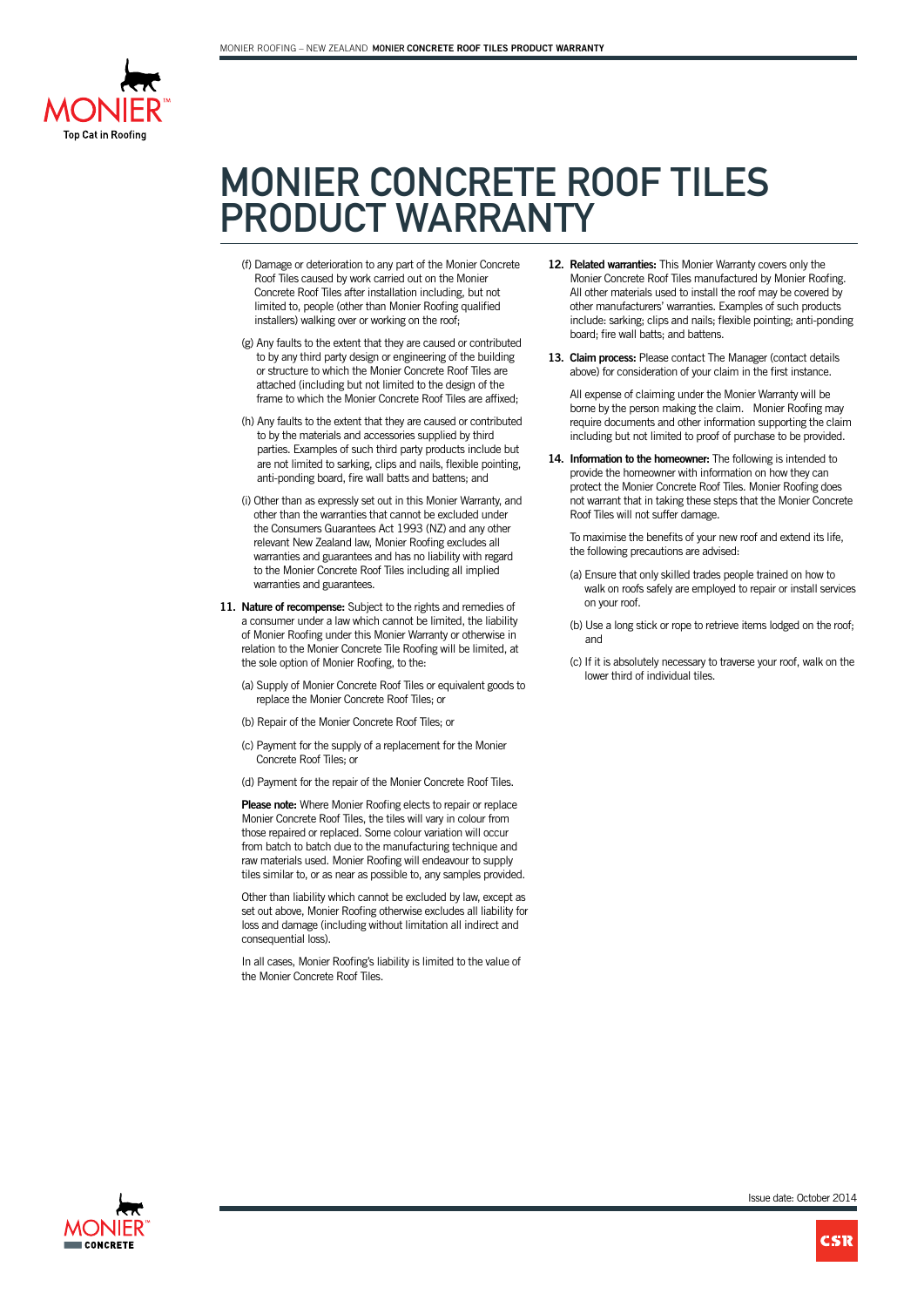# MONIER CONCRETE ROOF TILES PRODUCT WARRANTY

(f) Damage or deterioration to any part of the Monier Concrete Roof Tiles caused by work carried out on the Monier Concrete Roof Tiles after installation including, but not limited to, people (other than Monier Roofing qualified installers) walking over or working on the roof;

(g) Any faults to the extent that they are caused or contributed to by any third party design or engineering of the building or structure to which the Monier Concrete Roof Tiles are attached (including but not limited to the design of the frame to which the Monier Concrete Roof Tiles are affixed;

(h) Any faults to the extent that they are caused or contributed to by the materials and accessories supplied by third parties. Examples of such third party products include but are not limited to sarking, clips and nails, flexible pointing, anti-ponding board, fire wall batts and battens; and

(i) Other than as expressly set out in this Monier Warranty, and other than the warranties that cannot be excluded under the Consumers Guarantees Act 1993 (NZ) and any other relevant New Zealand law, Monier Roofing excludes all warranties and guarantees and has no liability with regard to the Monier Concrete Roof Tiles including all implied warranties and guarantees.

**11. Nature of recompense:** Subject to the rights and remedies of a consumer under a law which cannot be limited, the liability of Monier Roofing under this Monier Warranty or otherwise in relation to the Monier Concrete Tile Roofing will be limited, at the sole option of Monier Roofing, to the:

(a) Supply of Monier Concrete Roof Tiles or equivalent goods to replace the Monier Concrete Roof Tiles; or

(b) Repair of the Monier Concrete Roof Tiles; or

(c) Payment for the supply of a replacement for the Monier Concrete Roof Tiles; or

(d) Payment for the repair of the Monier Concrete Roof Tiles.

**Please note:** Where Monier Roofing elects to repair or replace Monier Concrete Roof Tiles, the tiles will vary in colour from those repaired or replaced. Some colour variation will occur from batch to batch due to the manufacturing technique and raw materials used. Monier Roofing will endeavour to supply tiles similar to, or as near as possible to, any samples provided.

Other than liability which cannot be excluded by law, except as set out above, Monier Roofing otherwise excludes all liability for loss and damage (including without limitation all indirect and consequential loss).

In all cases, Monier Roofing's liability is limited to the value of the Monier Concrete Roof Tiles.

**12. Related warranties:** This Monier Warranty covers only the Monier Concrete Roof Tiles manufactured by Monier Roofing. All other materials used to install the roof may be covered by other manufacturers' warranties. Examples of such products include: sarking; clips and nails; flexible pointing; anti-ponding board; fire wall batts; and battens.

**13. Claim process:** Please contact The Manager (contact details above) for consideration of your claim in the first instance.

All expense of claiming under the Monier Warranty will be borne by the person making the claim. Monier Roofing may require documents and other information supporting the claim including but not limited to proof of purchase to be provided.

**14. Information to the homeowner:** The following is intended to provide the homeowner with information on how they can protect the Monier Concrete Roof Tiles. Monier Roofing does not warrant that in taking these steps that the Monier Concrete Roof Tiles will not suffer damage.

To maximise the benefits of your new roof and extend its life, the following precautions are advised:

(a) Ensure that only skilled trades people trained on how to walk on roofs safely are employed to repair or install services on your roof.

(b) Use a long stick or rope to retrieve items lodged on the roof; and

(c) If it is absolutely necessary to traverse your roof, walk on the lower third of individual tiles.

Issue date: October 2014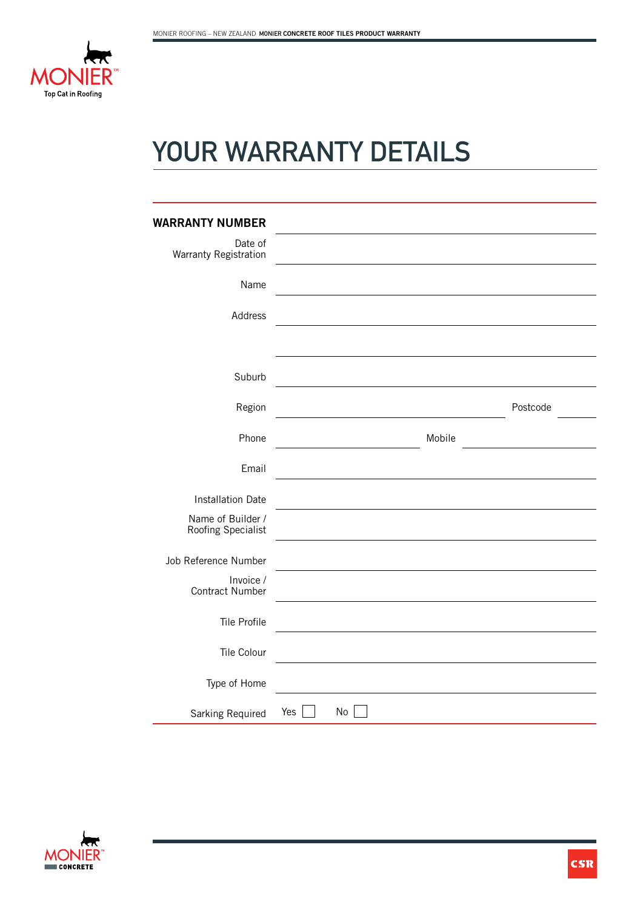# YOUR WARRANTY DETAILS

**WARRANTY NUMBER** ______________________

Date of Warranty Registration ______________________

Name ______________________

Address ______________________

______________________

Suburb ______________________

Region ______________________ Postcode ________

Phone ______________ Mobile ______________

Email ______________________

Installation Date ______________________

Name of Builder / Roofing Specialist ______________________

Job Reference Number ______________________

Invoice / Contract Number ______________________

Tile Profile ______________________

Tile Colour ______________________

Type of Home ______________________

Sarking Required Yes ☐ No ☐